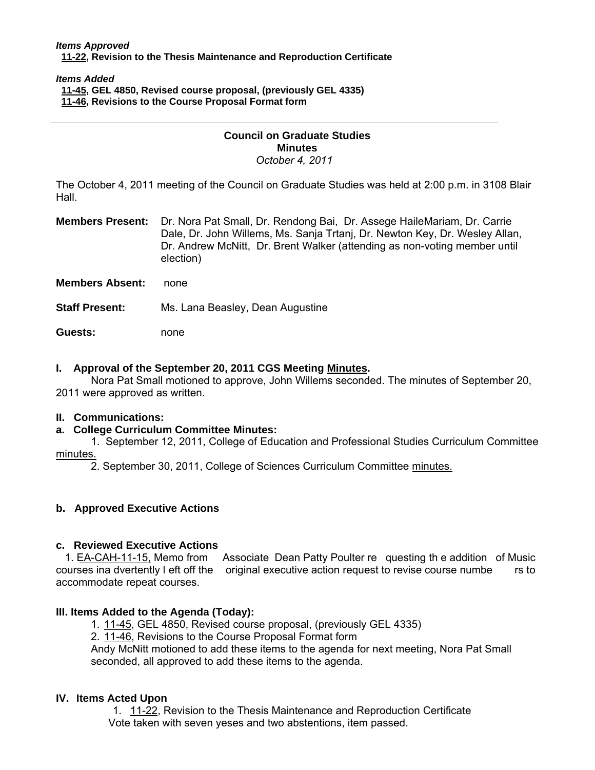***Items Approved***
**11-22, Revision to the Thesis Maintenance and Reproduction Certificate**

***Items Added***
**11-45, GEL 4850, Revised course proposal, (previously GEL 4335)**
**11-46, Revisions to the Course Proposal Format form**

---

**Council on Graduate Studies**
**Minutes**
*October 4, 2011*

The October 4, 2011 meeting of the Council on Graduate Studies was held at 2:00 p.m. in 3108 Blair Hall.

**Members Present:** Dr. Nora Pat Small, Dr. Rendong Bai, Dr. Assege HaileMariam, Dr. Carrie Dale, Dr. John Willems, Ms. Sanja Trtanj, Dr. Newton Key, Dr. Wesley Allan, Dr. Andrew McNitt, Dr. Brent Walker (attending as non-voting member until election)

**Members Absent:** none

**Staff Present:** Ms. Lana Beasley, Dean Augustine

**Guests:** none

**I. Approval of the September 20, 2011 CGS Meeting Minutes.**

Nora Pat Small motioned to approve, John Willems seconded. The minutes of September 20, 2011 were approved as written.

**II. Communications:**

**a. College Curriculum Committee Minutes:**

1. September 12, 2011, College of Education and Professional Studies Curriculum Committee minutes.
2. September 30, 2011, College of Sciences Curriculum Committee minutes.

**b. Approved Executive Actions**

**c. Reviewed Executive Actions**

1. EA-CAH-11-15, Memo from Associate Dean Patty Poulter requesting the addition of Music courses inadvertently left off the original executive action request to revise course numbers to accommodate repeat courses.

**III. Items Added to the Agenda (Today):**

1. 11-45, GEL 4850, Revised course proposal, (previously GEL 4335)
2. 11-46, Revisions to the Course Proposal Format form

Andy McNitt motioned to add these items to the agenda for next meeting, Nora Pat Small seconded, all approved to add these items to the agenda.

**IV. Items Acted Upon**

1. 11-22, Revision to the Thesis Maintenance and Reproduction Certificate

Vote taken with seven yeses and two abstentions, item passed.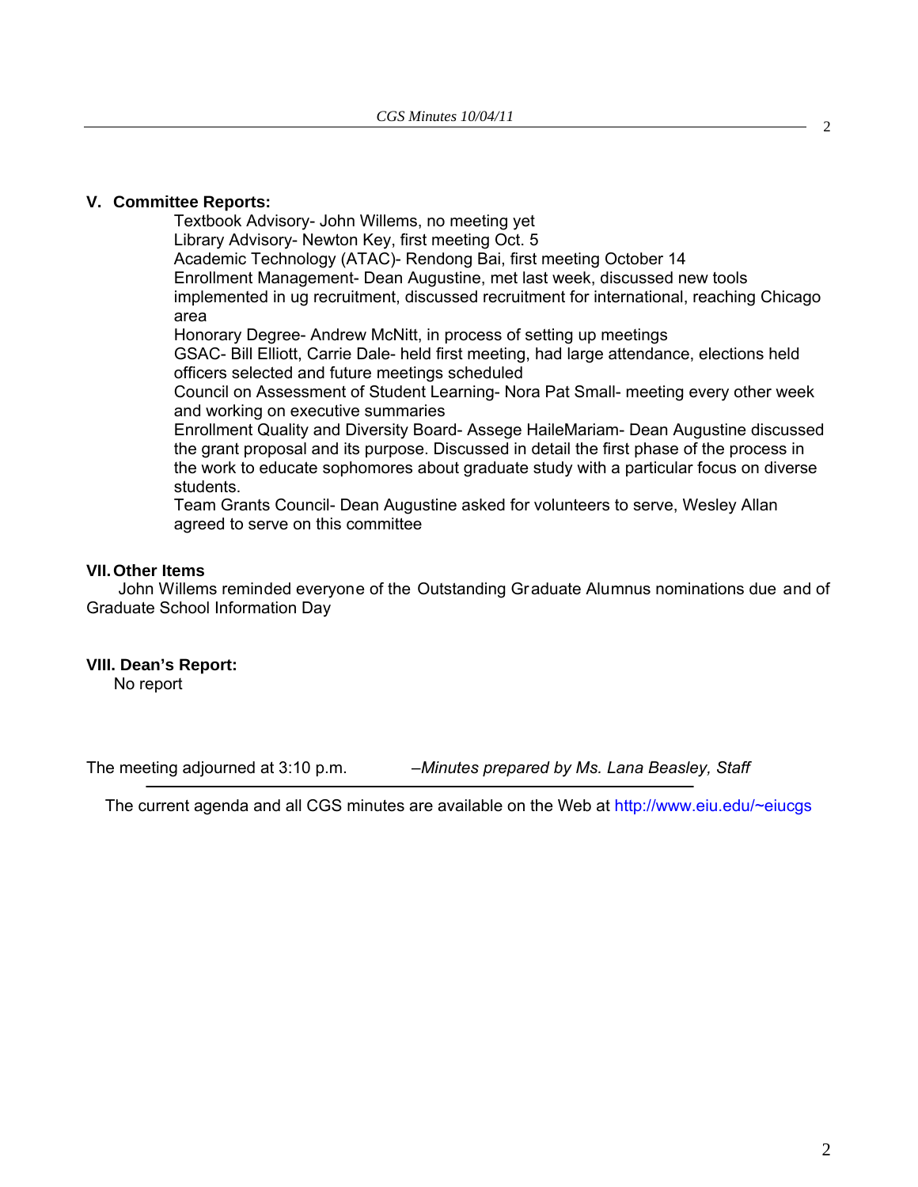## V. Committee Reports:

Textbook Advisory- John Willems, no meeting yet
Library Advisory- Newton Key, first meeting Oct. 5
Academic Technology (ATAC)- Rendong Bai, first meeting October 14
Enrollment Management- Dean Augustine, met last week, discussed new tools implemented in ug recruitment, discussed recruitment for international, reaching Chicago area
Honorary Degree- Andrew McNitt, in process of setting up meetings
GSAC- Bill Elliott, Carrie Dale- held first meeting, had large attendance, elections held officers selected and future meetings scheduled
Council on Assessment of Student Learning- Nora Pat Small- meeting every other week and working on executive summaries
Enrollment Quality and Diversity Board- Assege HaileMariam- Dean Augustine discussed the grant proposal and its purpose. Discussed in detail the first phase of the process in the work to educate sophomores about graduate study with a particular focus on diverse students.
Team Grants Council- Dean Augustine asked for volunteers to serve, Wesley Allan agreed to serve on this committee

## VII. Other Items

John Willems reminded everyone of the Outstanding Graduate Alumnus nominations due and of Graduate School Information Day

## VIII. Dean's Report:

No report

The meeting adjourned at 3:10 p.m. *–Minutes prepared by Ms. Lana Beasley, Staff*

---

The current agenda and all CGS minutes are available on the Web at http://www.eiu.edu/~eiucgs